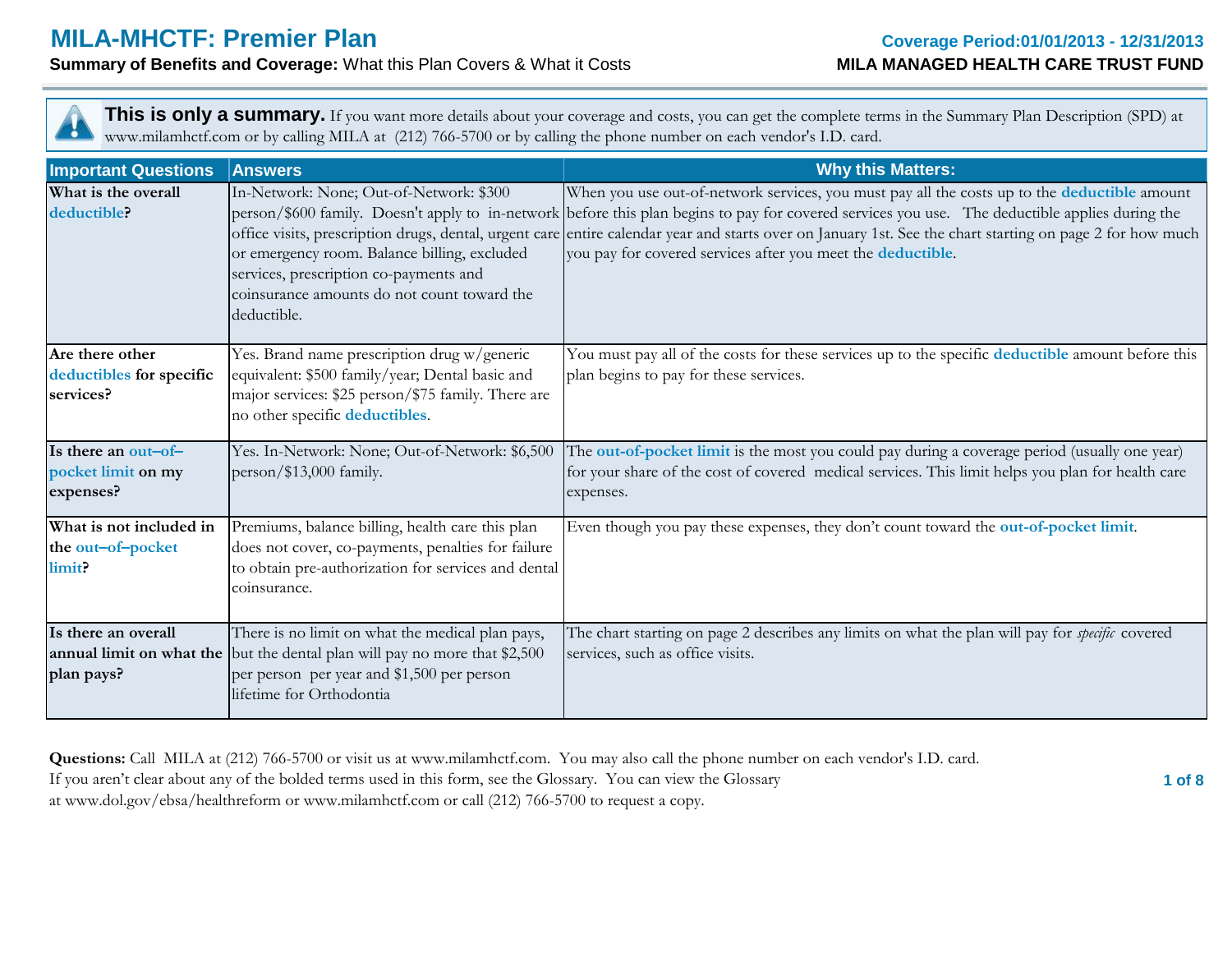# MILA-MHCTF: Premier Plan

**Coverage Period:01/01/2013 - 12/31/2013**

**Summary of Benefits and Coverage:** What this Plan Covers & What it Costs

**MILA MANAGED HEALTH CARE TRUST FUND**

**This is only a summary.** If you want more details about your coverage and costs, you can get the complete terms in the Summary Plan Description (SPD) at www.milamhctf.com or by calling MILA at (212) 766-5700 or by calling the phone number on each vendor's I.D. card.

| Important Questions | Answers | Why this Matters: |
|---|---|---|
| **What is the overall deductible?** | In-Network: None; Out-of-Network: $300 person/$600 family. Doesn't apply to in-network office visits, prescription drugs, dental, urgent care or emergency room. Balance billing, excluded services, prescription co-payments and coinsurance amounts do not count toward the deductible. | When you use out-of-network services, you must pay all the costs up to the **deductible** amount before this plan begins to pay for covered services you use. The deductible applies during the entire calendar year and starts over on January 1st. See the chart starting on page 2 for how much you pay for covered services after you meet the **deductible**. |
| **Are there other deductibles for specific services?** | Yes. Brand name prescription drug w/generic equivalent: $500 family/year; Dental basic and major services: $25 person/$75 family. There are no other specific **deductibles**. | You must pay all of the costs for these services up to the specific **deductible** amount before this plan begins to pay for these services. |
| **Is there an out–of–pocket limit on my expenses?** | Yes. In-Network: None; Out-of-Network: $6,500 person/$13,000 family. | The **out-of-pocket limit** is the most you could pay during a coverage period (usually one year) for your share of the cost of covered medical services. This limit helps you plan for health care expenses. |
| **What is not included in the out–of–pocket limit?** | Premiums, balance billing, health care this plan does not cover, co-payments, penalties for failure to obtain pre-authorization for services and dental coinsurance. | Even though you pay these expenses, they don't count toward the **out-of-pocket limit**. |
| **Is there an overall annual limit on what the plan pays?** | There is no limit on what the medical plan pays, but the dental plan will pay no more that $2,500 per person per year and $1,500 per person lifetime for Orthodontia | The chart starting on page 2 describes any limits on what the plan will pay for *specific* covered services, such as office visits. |

**Questions:** Call MILA at (212) 766-5700 or visit us at www.milamhctf.com. You may also call the phone number on each vendor's I.D. card.
If you aren't clear about any of the bolded terms used in this form, see the Glossary. You can view the Glossary at www.dol.gov/ebsa/healthreform or www.milamhctf.com or call (212) 766-5700 to request a copy.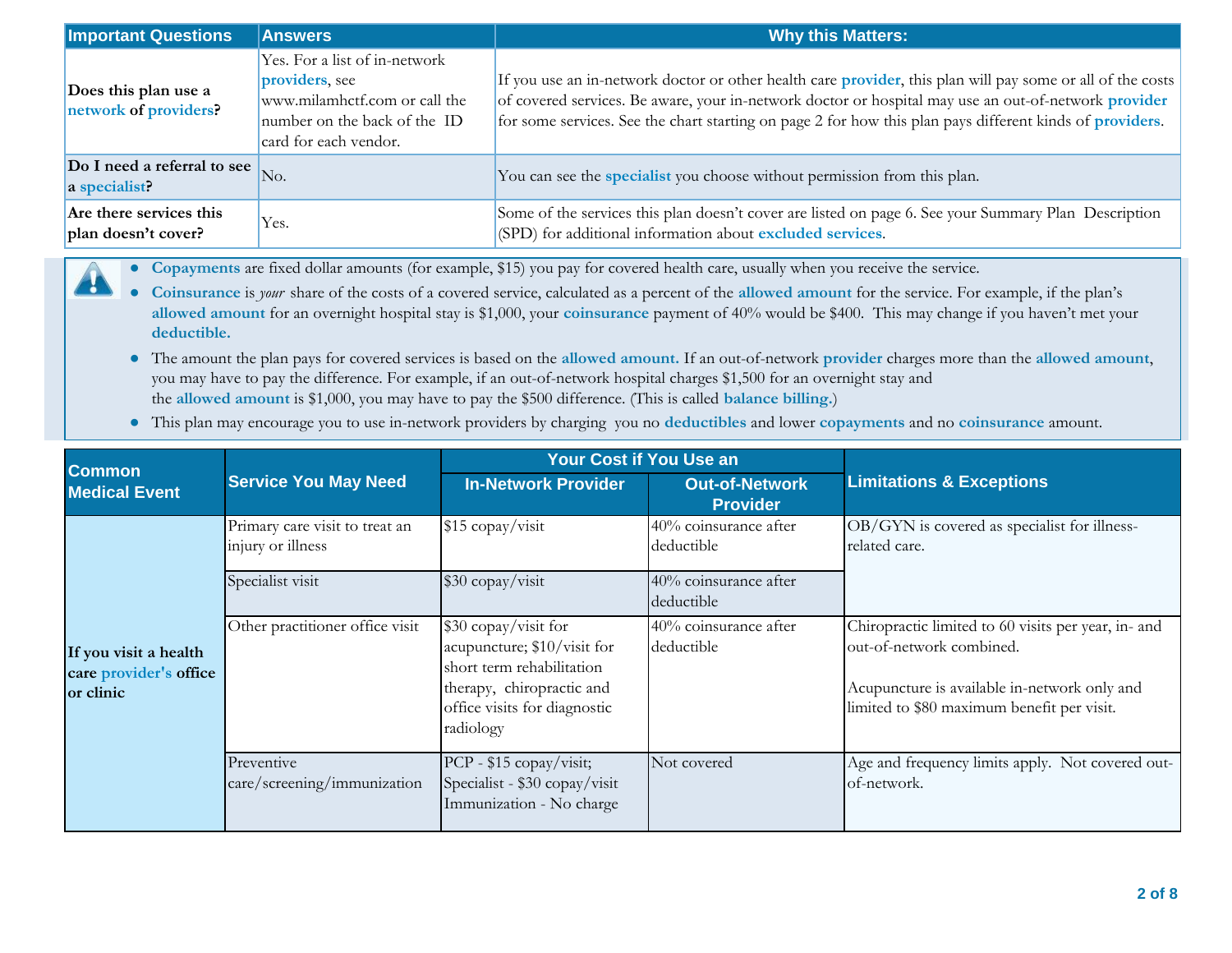| Important Questions | Answers | Why this Matters: |
|---|---|---|
| **Does this plan use a network of providers?** | Yes. For a list of in-network **providers**, see www.milamhctf.com or call the number on the back of the ID card for each vendor. | If you use an in-network doctor or other health care **provider**, this plan will pay some or all of the costs of covered services. Be aware, your in-network doctor or hospital may use an out-of-network **provider** for some services. See the chart starting on page 2 for how this plan pays different kinds of **providers**. |
| **Do I need a referral to see a specialist?** | No. | You can see the **specialist** you choose without permission from this plan. |
| **Are there services this plan doesn't cover?** | Yes. | Some of the services this plan doesn't cover are listed on page 6. See your Summary Plan Description (SPD) for additional information about **excluded services**. |

- **Copayments** are fixed dollar amounts (for example, $15) you pay for covered health care, usually when you receive the service.
- **Coinsurance** is *your* share of the costs of a covered service, calculated as a percent of the **allowed amount** for the service. For example, if the plan's **allowed amount** for an overnight hospital stay is $1,000, your **coinsurance** payment of 40% would be $400. This may change if you haven't met your **deductible.**
- The amount the plan pays for covered services is based on the **allowed amount.** If an out-of-network **provider** charges more than the **allowed amount**, you may have to pay the difference. For example, if an out-of-network hospital charges $1,500 for an overnight stay and the **allowed amount** is $1,000, you may have to pay the $500 difference. (This is called **balance billing.**)
- This plan may encourage you to use in-network providers by charging you no **deductibles** and lower **copayments** and no **coinsurance** amount.

| Common Medical Event | Service You May Need | Your Cost if You Use an In-Network Provider | Your Cost if You Use an Out-of-Network Provider | Limitations & Exceptions |
|---|---|---|---|---|
| **If you visit a health care provider's office or clinic** | Primary care visit to treat an injury or illness | $15 copay/visit | 40% coinsurance after deductible | OB/GYN is covered as specialist for illness-related care. |
| | Specialist visit | $30 copay/visit | 40% coinsurance after deductible | |
| | Other practitioner office visit | $30 copay/visit for acupuncture; $10/visit for short term rehabilitation therapy, chiropractic and office visits for diagnostic radiology | 40% coinsurance after deductible | Chiropractic limited to 60 visits per year, in- and out-of-network combined.<br><br>Acupuncture is available in-network only and limited to $80 maximum benefit per visit. |
| | Preventive care/screening/immunization | PCP - $15 copay/visit; Specialist - $30 copay/visit Immunization - No charge | Not covered | Age and frequency limits apply. Not covered out-of-network. |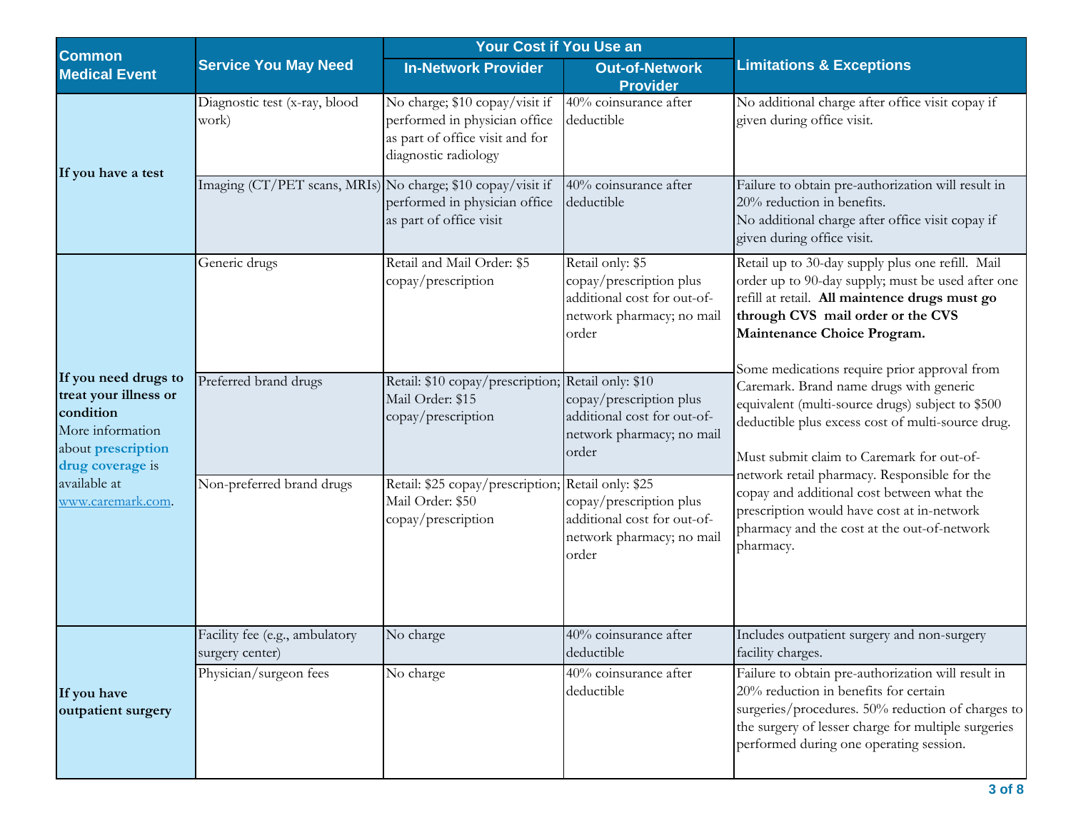| Common Medical Event | Service You May Need | Your Cost if You Use an In-Network Provider | Your Cost if You Use an Out-of-Network Provider | Limitations & Exceptions |
|---|---|---|---|---|
| **If you have a test** | Diagnostic test (x-ray, blood work) | No charge; $10 copay/visit if performed in physician office as part of office visit and for diagnostic radiology | 40% coinsurance after deductible | No additional charge after office visit copay if given during office visit. |
| | Imaging (CT/PET scans, MRIs) | No charge; $10 copay/visit if performed in physician office as part of office visit | 40% coinsurance after deductible | Failure to obtain pre-authorization will result in 20% reduction in benefits. No additional charge after office visit copay if given during office visit. |
| **If you need drugs to treat your illness or condition** More information about **prescription drug coverage** is available at www.caremark.com. | Generic drugs | Retail and Mail Order: $5 copay/prescription | Retail only: $5 copay/prescription plus additional cost for out-of-network pharmacy; no mail order | Retail up to 30-day supply plus one refill. Mail order up to 90-day supply; must be used after one refill at retail. **All maintence drugs must go through CVS mail order or the CVS Maintenance Choice Program.** Some medications require prior approval from Caremark. Brand name drugs with generic equivalent (multi-source drugs) subject to $500 deductible plus excess cost of multi-source drug. Must submit claim to Caremark for out-of-network retail pharmacy. Responsible for the copay and additional cost between what the prescription would have cost at in-network pharmacy and the cost at the out-of-network pharmacy. |
| | Preferred brand drugs | Retail: $10 copay/prescription; Mail Order: $15 copay/prescription | Retail only: $10 copay/prescription plus additional cost for out-of-network pharmacy; no mail order | |
| | Non-preferred brand drugs | Retail: $25 copay/prescription; Mail Order: $50 copay/prescription | Retail only: $25 copay/prescription plus additional cost for out-of-network pharmacy; no mail order | |
| **If you have outpatient surgery** | Facility fee (e.g., ambulatory surgery center) | No charge | 40% coinsurance after deductible | Includes outpatient surgery and non-surgery facility charges. |
| | Physician/surgeon fees | No charge | 40% coinsurance after deductible | Failure to obtain pre-authorization will result in 20% reduction in benefits for certain surgeries/procedures. 50% reduction of charges to the surgery of lesser charge for multiple surgeries performed during one operating session. |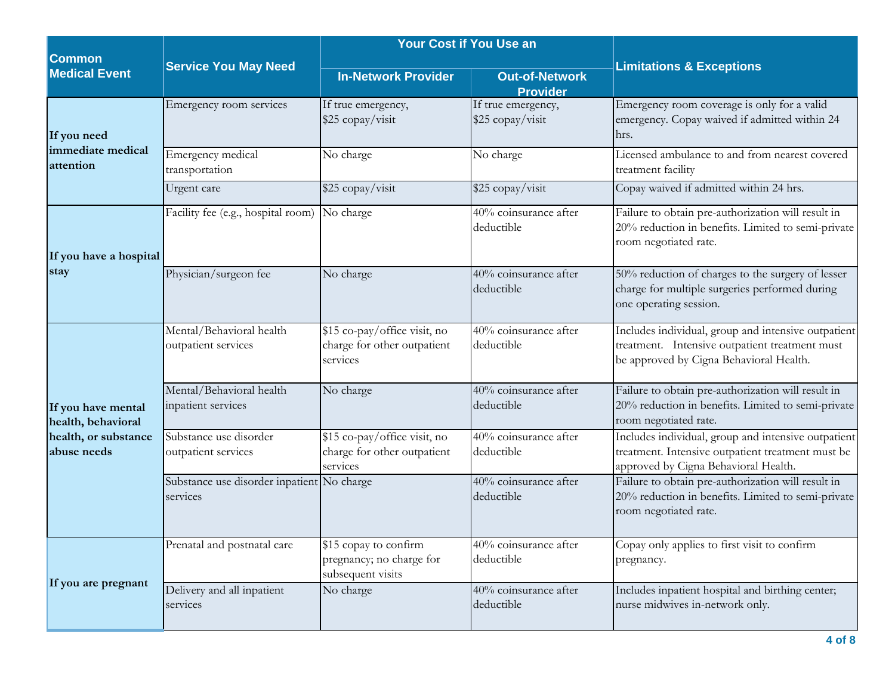| Common Medical Event | Service You May Need | Your Cost if You Use an In-Network Provider | Your Cost if You Use an Out-of-Network Provider | Limitations & Exceptions |
|---|---|---|---|---|
| If you need immediate medical attention | Emergency room services | If true emergency, $25 copay/visit | If true emergency, $25 copay/visit | Emergency room coverage is only for a valid emergency. Copay waived if admitted within 24 hrs. |
| | Emergency medical transportation | No charge | No charge | Licensed ambulance to and from nearest covered treatment facility |
| | Urgent care | $25 copay/visit | $25 copay/visit | Copay waived if admitted within 24 hrs. |
| If you have a hospital stay | Facility fee (e.g., hospital room) | No charge | 40% coinsurance after deductible | Failure to obtain pre-authorization will result in 20% reduction in benefits. Limited to semi-private room negotiated rate. |
| | Physician/surgeon fee | No charge | 40% coinsurance after deductible | 50% reduction of charges to the surgery of lesser charge for multiple surgeries performed during one operating session. |
| If you have mental health, behavioral health, or substance abuse needs | Mental/Behavioral health outpatient services | $15 co-pay/office visit, no charge for other outpatient services | 40% coinsurance after deductible | Includes individual, group and intensive outpatient treatment. Intensive outpatient treatment must be approved by Cigna Behavioral Health. |
| | Mental/Behavioral health inpatient services | No charge | 40% coinsurance after deductible | Failure to obtain pre-authorization will result in 20% reduction in benefits. Limited to semi-private room negotiated rate. |
| | Substance use disorder outpatient services | $15 co-pay/office visit, no charge for other outpatient services | 40% coinsurance after deductible | Includes individual, group and intensive outpatient treatment. Intensive outpatient treatment must be approved by Cigna Behavioral Health. |
| | Substance use disorder inpatient services | No charge | 40% coinsurance after deductible | Failure to obtain pre-authorization will result in 20% reduction in benefits. Limited to semi-private room negotiated rate. |
| If you are pregnant | Prenatal and postnatal care | $15 copay to confirm pregnancy; no charge for subsequent visits | 40% coinsurance after deductible | Copay only applies to first visit to confirm pregnancy. |
| | Delivery and all inpatient services | No charge | 40% coinsurance after deductible | Includes inpatient hospital and birthing center; nurse midwives in-network only. |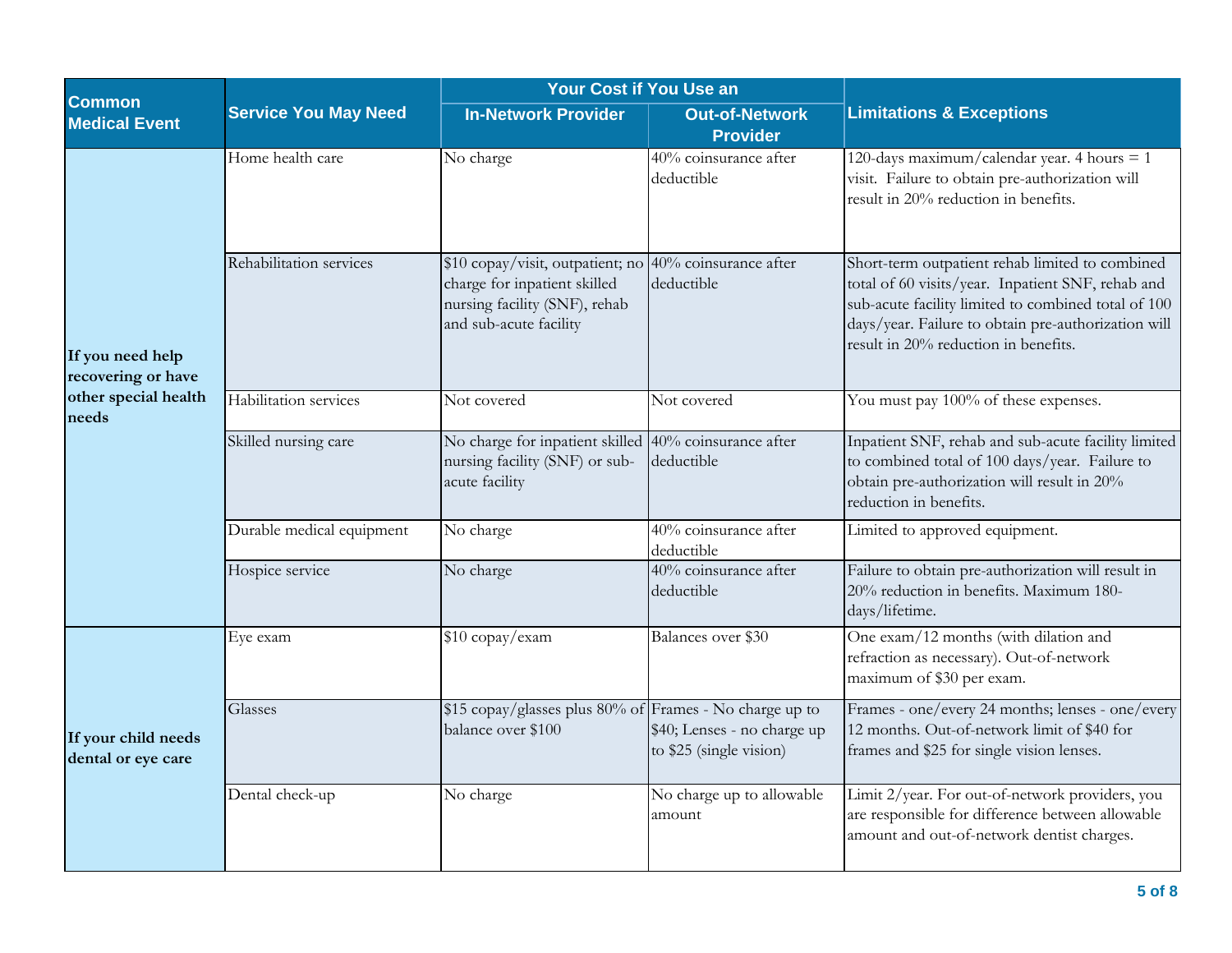| Common Medical Event | Service You May Need | Your Cost if You Use an In-Network Provider | Your Cost if You Use an Out-of-Network Provider | Limitations & Exceptions |
|---|---|---|---|---|
| If you need help recovering or have other special health needs | Home health care | No charge | 40% coinsurance after deductible | 120-days maximum/calendar year. 4 hours = 1 visit. Failure to obtain pre-authorization will result in 20% reduction in benefits. |
| | Rehabilitation services | $10 copay/visit, outpatient; no charge for inpatient skilled nursing facility (SNF), rehab and sub-acute facility | 40% coinsurance after deductible | Short-term outpatient rehab limited to combined total of 60 visits/year. Inpatient SNF, rehab and sub-acute facility limited to combined total of 100 days/year. Failure to obtain pre-authorization will result in 20% reduction in benefits. |
| | Habilitation services | Not covered | Not covered | You must pay 100% of these expenses. |
| | Skilled nursing care | No charge for inpatient skilled nursing facility (SNF) or sub-acute facility | 40% coinsurance after deductible | Inpatient SNF, rehab and sub-acute facility limited to combined total of 100 days/year. Failure to obtain pre-authorization will result in 20% reduction in benefits. |
| | Durable medical equipment | No charge | 40% coinsurance after deductible | Limited to approved equipment. |
| | Hospice service | No charge | 40% coinsurance after deductible | Failure to obtain pre-authorization will result in 20% reduction in benefits. Maximum 180-days/lifetime. |
| If your child needs dental or eye care | Eye exam | $10 copay/exam | Balances over $30 | One exam/12 months (with dilation and refraction as necessary). Out-of-network maximum of $30 per exam. |
| | Glasses | $15 copay/glasses plus 80% of balance over $100 | Frames - No charge up to $40; Lenses - no charge up to $25 (single vision) | Frames - one/every 24 months; lenses - one/every 12 months. Out-of-network limit of $40 for frames and $25 for single vision lenses. |
| | Dental check-up | No charge | No charge up to allowable amount | Limit 2/year. For out-of-network providers, you are responsible for difference between allowable amount and out-of-network dentist charges. |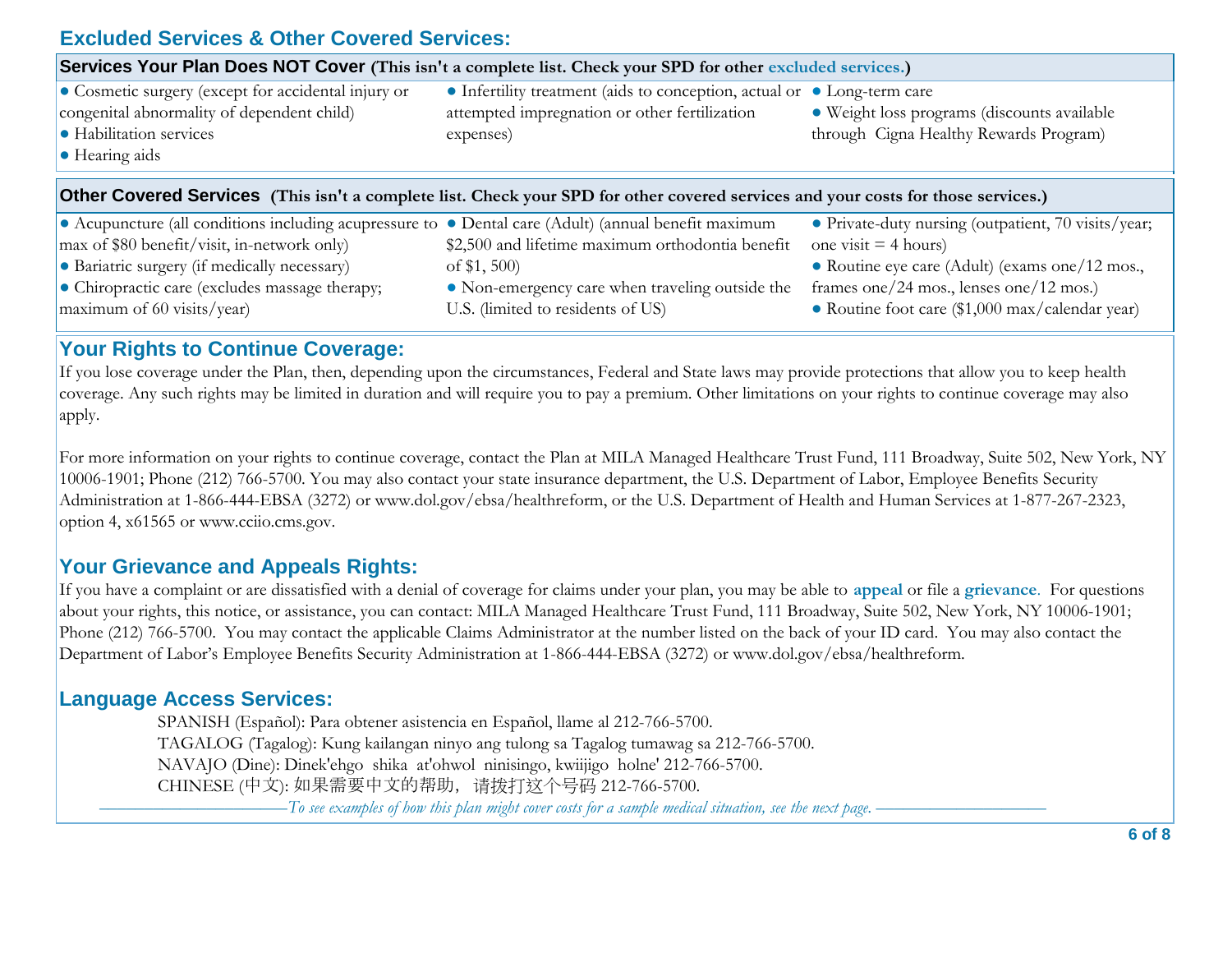## Excluded Services & Other Covered Services:

**Services Your Plan Does NOT Cover (This isn't a complete list. Check your SPD for other excluded services.)**

- Cosmetic surgery (except for accidental injury or congenital abnormality of dependent child)
- Habilitation services
- Hearing aids
- Infertility treatment (aids to conception, actual or attempted impregnation or other fertilization expenses)
- Long-term care
- Weight loss programs (discounts available through Cigna Healthy Rewards Program)

**Other Covered Services (This isn't a complete list. Check your SPD for other covered services and your costs for those services.)**

- Acupuncture (all conditions including acupressure to max of $80 benefit/visit, in-network only)
- Bariatric surgery (if medically necessary)
- Chiropractic care (excludes massage therapy; maximum of 60 visits/year)
- Dental care (Adult) (annual benefit maximum $2,500 and lifetime maximum orthodontia benefit of $1, 500)
- Non-emergency care when traveling outside the U.S. (limited to residents of US)
- Private-duty nursing (outpatient, 70 visits/year; one visit = 4 hours)
- Routine eye care (Adult) (exams one/12 mos., frames one/24 mos., lenses one/12 mos.)
- Routine foot care ($1,000 max/calendar year)

## Your Rights to Continue Coverage:

If you lose coverage under the Plan, then, depending upon the circumstances, Federal and State laws may provide protections that allow you to keep health coverage. Any such rights may be limited in duration and will require you to pay a premium. Other limitations on your rights to continue coverage may also apply.

For more information on your rights to continue coverage, contact the Plan at MILA Managed Healthcare Trust Fund, 111 Broadway, Suite 502, New York, NY 10006-1901; Phone (212) 766-5700. You may also contact your state insurance department, the U.S. Department of Labor, Employee Benefits Security Administration at 1-866-444-EBSA (3272) or www.dol.gov/ebsa/healthreform, or the U.S. Department of Health and Human Services at 1-877-267-2323, option 4, x61565 or www.cciio.cms.gov.

## Your Grievance and Appeals Rights:

If you have a complaint or are dissatisfied with a denial of coverage for claims under your plan, you may be able to **appeal** or file a **grievance**. For questions about your rights, this notice, or assistance, you can contact: MILA Managed Healthcare Trust Fund, 111 Broadway, Suite 502, New York, NY 10006-1901; Phone (212) 766-5700. You may contact the applicable Claims Administrator at the number listed on the back of your ID card. You may also contact the Department of Labor's Employee Benefits Security Administration at 1-866-444-EBSA (3272) or www.dol.gov/ebsa/healthreform.

## Language Access Services:

SPANISH (Español): Para obtener asistencia en Español, llame al 212-766-5700.
TAGALOG (Tagalog): Kung kailangan ninyo ang tulong sa Tagalog tumawag sa 212-766-5700.
NAVAJO (Dine): Dinek'ehgo shika at'ohwol ninisingo, kwiijigo holne' 212-766-5700.
CHINESE (中文): 如果需要中文的帮助，请拨打这个号码 212-766-5700.

*To see examples of how this plan might cover costs for a sample medical situation, see the next page.*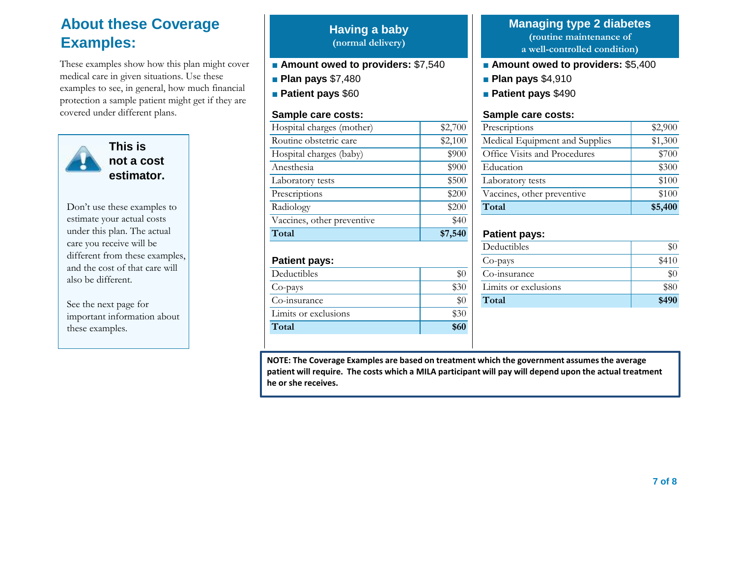## About these Coverage Examples:

These examples show how this plan might cover medical care in given situations. Use these examples to see, in general, how much financial protection a sample patient might get if they are covered under different plans.

**This is not a cost estimator.**

Don't use these examples to estimate your actual costs under this plan. The actual care you receive will be different from these examples, and the cost of that care will also be different.

See the next page for important information about these examples.

## Having a baby
**(normal delivery)**

- **Amount owed to providers:** $7,540
- **Plan pays** $7,480
- **Patient pays** $60

**Sample care costs:**

| | |
|---|---|
| Hospital charges (mother) | $2,700 |
| Routine obstetric care | $2,100 |
| Hospital charges (baby) | $900 |
| Anesthesia | $900 |
| Laboratory tests | $500 |
| Prescriptions | $200 |
| Radiology | $200 |
| Vaccines, other preventive | $40 |
| **Total** | **$7,540** |

**Patient pays:**

| | |
|---|---|
| Deductibles | $0 |
| Co-pays | $30 |
| Co-insurance | $0 |
| Limits or exclusions | $30 |
| **Total** | **$60** |

## Managing type 2 diabetes
**(routine maintenance of a well-controlled condition)**

- **Amount owed to providers:** $5,400
- **Plan pays** $4,910
- **Patient pays** $490

**Sample care costs:**

| | |
|---|---|
| Prescriptions | $2,900 |
| Medical Equipment and Supplies | $1,300 |
| Office Visits and Procedures | $700 |
| Education | $300 |
| Laboratory tests | $100 |
| Vaccines, other preventive | $100 |
| **Total** | **$5,400** |

**Patient pays:**

| | |
|---|---|
| Deductibles | $0 |
| Co-pays | $410 |
| Co-insurance | $0 |
| Limits or exclusions | $80 |
| **Total** | **$490** |

**NOTE: The Coverage Examples are based on treatment which the government assumes the average patient will require. The costs which a MILA participant will pay will depend upon the actual treatment he or she receives.**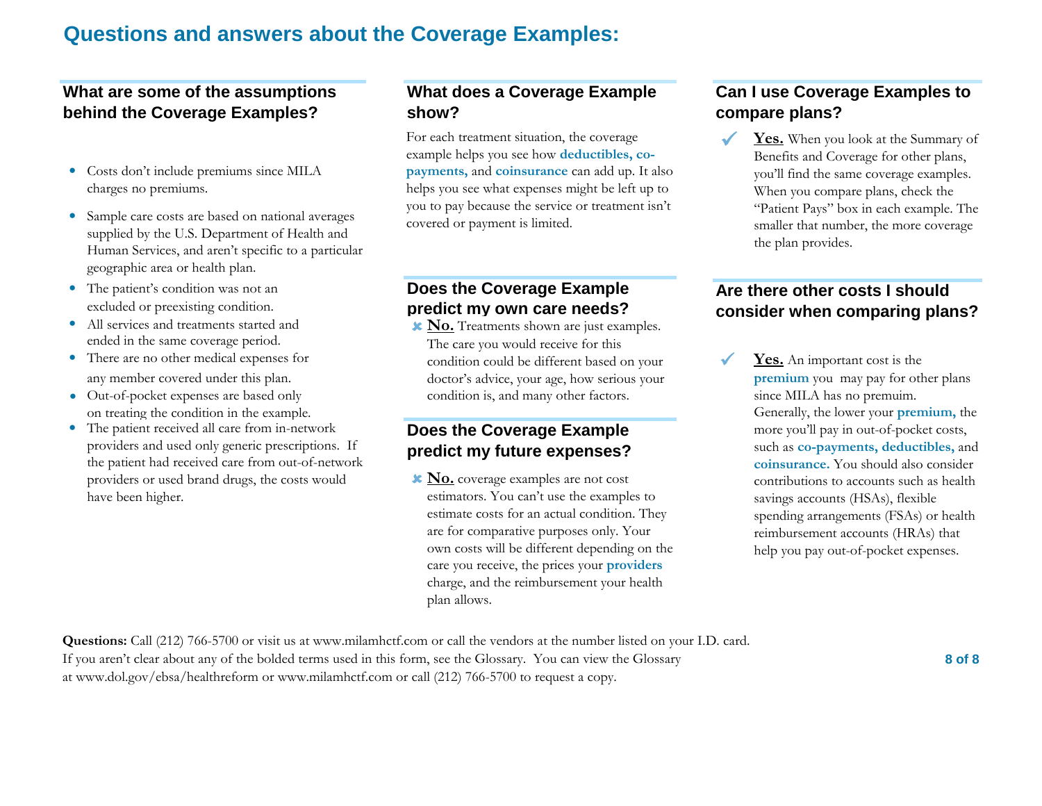# Questions and answers about the Coverage Examples:

## What are some of the assumptions behind the Coverage Examples?

- Costs don't include premiums since MILA charges no premiums.
- Sample care costs are based on national averages supplied by the U.S. Department of Health and Human Services, and aren't specific to a particular geographic area or health plan.
- The patient's condition was not an excluded or preexisting condition.
- All services and treatments started and ended in the same coverage period.
- There are no other medical expenses for any member covered under this plan.
- Out-of-pocket expenses are based only on treating the condition in the example.
- The patient received all care from in-network providers and used only generic prescriptions. If the patient had received care from out-of-network providers or used brand drugs, the costs would have been higher.

## What does a Coverage Example show?

For each treatment situation, the coverage example helps you see how **deductibles, co-payments,** and **coinsurance** can add up. It also helps you see what expenses might be left up to you to pay because the service or treatment isn't covered or payment is limited.

## Does the Coverage Example predict my own care needs?

✘ **No.** Treatments shown are just examples. The care you would receive for this condition could be different based on your doctor's advice, your age, how serious your condition is, and many other factors.

## Does the Coverage Example predict my future expenses?

✘ **No.** coverage examples are not cost estimators. You can't use the examples to estimate costs for an actual condition. They are for comparative purposes only. Your own costs will be different depending on the care you receive, the prices your **providers** charge, and the reimbursement your health plan allows.

## Can I use Coverage Examples to compare plans?

✔ **Yes.** When you look at the Summary of Benefits and Coverage for other plans, you'll find the same coverage examples. When you compare plans, check the "Patient Pays" box in each example. The smaller that number, the more coverage the plan provides.

## Are there other costs I should consider when comparing plans?

✔ **Yes.** An important cost is the **premium** you may pay for other plans since MILA has no premuim. Generally, the lower your **premium,** the more you'll pay in out-of-pocket costs, such as **co-payments, deductibles,** and **coinsurance.** You should also consider contributions to accounts such as health savings accounts (HSAs), flexible spending arrangements (FSAs) or health reimbursement accounts (HRAs) that help you pay out-of-pocket expenses.

**Questions:** Call (212) 766-5700 or visit us at www.milamhctf.com or call the vendors at the number listed on your I.D. card. If you aren't clear about any of the bolded terms used in this form, see the Glossary. You can view the Glossary at www.dol.gov/ebsa/healthreform or www.milamhctf.com or call (212) 766-5700 to request a copy.